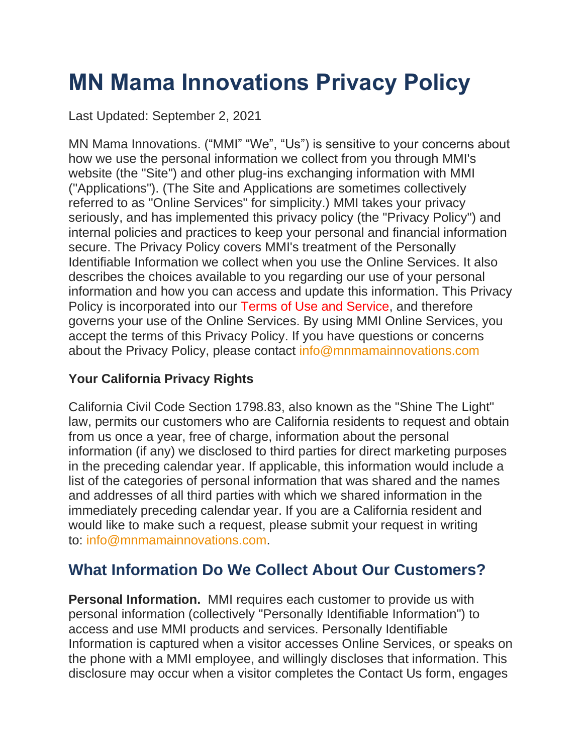# MN Mama Innovations Privacy Policy

Last Updated: September 2, 2021

MN Mama Innovations. ("MMI" "We", "Us") is sensitive to your concerns about how we use the personal information we collect from you through MMI's website (the "Site") and other plug-ins exchanging information with MMI ("Applications"). (The Site and Applications are sometimes collectively referred to as "Online Services" for simplicity.) MMI takes your privacy seriously, and has implemented this privacy policy (the "Privacy Policy") and internal policies and practices to keep your personal and financial information secure. The Privacy Policy covers MMI's treatment of the Personally Identifiable Information we collect when you use the Online Services. It also describes the choices available to you regarding our use of your personal information and how you can access and update this information. This Privacy Policy is incorporated into our Terms of Use and Service, and therefore governs your use of the Online Services. By using MMI Online Services, you accept the terms of this Privacy Policy. If you have questions or concerns about the Privacy Policy, please contact info@mnmamainnovations.com

### Your California Privacy Rights

California Civil Code Section 1798.83, also known as the "Shine The Light" law, permits our customers who are California residents to request and obtain from us once a year, free of charge, information about the personal information (if any) we disclosed to third parties for direct marketing purposes in the preceding calendar year. If applicable, this information would include a list of the categories of personal information that was shared and the names and addresses of all third parties with which we shared information in the immediately preceding calendar year. If you are a California resident and would like to make such a request, please submit your request in writing to: info@mnmamainnovations.com.

## What Information Do We Collect About Our Customers?

**Personal Information.** MMI requires each customer to provide us with personal information (collectively "Personally Identifiable Information") to access and use MMI products and services. Personally Identifiable Information is captured when a visitor accesses Online Services, or speaks on the phone with a MMI employee, and willingly discloses that information. This disclosure may occur when a visitor completes the Contact Us form, engages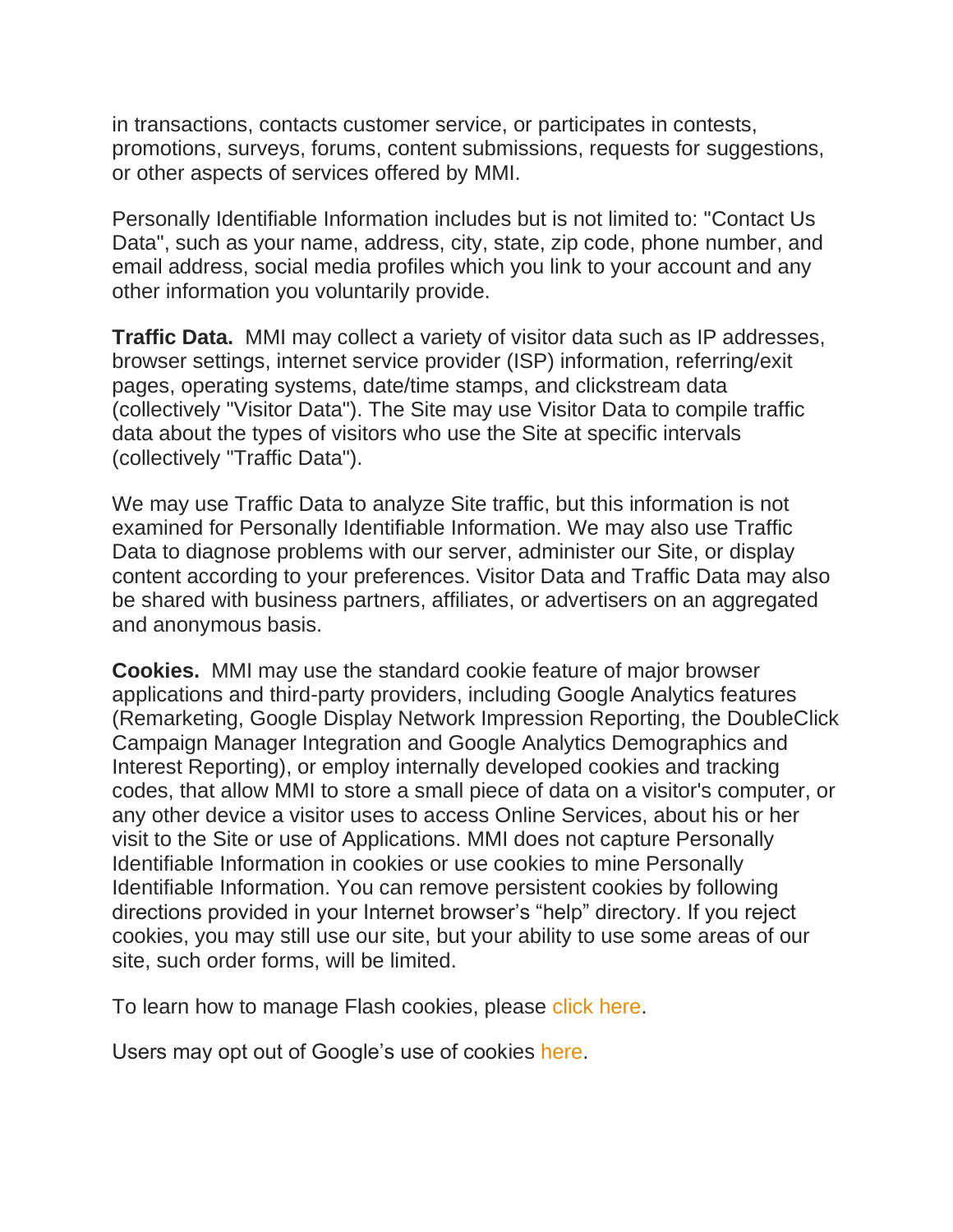in transactions, contacts customer service, or participates in contests, promotions, surveys, forums, content submissions, requests for suggestions, or other aspects of services offered by MMI.

Personally Identifiable Information includes but is not limited to: "Contact Us Data", such as your name, address, city, state, zip code, phone number, and email address, social media profiles which you link to your account and any other information you voluntarily provide.

**Traffic Data.** MMI may collect a variety of visitor data such as IP addresses, browser settings, internet service provider (ISP) information, referring/exit pages, operating systems, date/time stamps, and clickstream data (collectively "Visitor Data"). The Site may use Visitor Data to compile traffic data about the types of visitors who use the Site at specific intervals (collectively "Traffic Data").

We may use Traffic Data to analyze Site traffic, but this information is not examined for Personally Identifiable Information. We may also use Traffic Data to diagnose problems with our server, administer our Site, or display content according to your preferences. Visitor Data and Traffic Data may also be shared with business partners, affiliates, or advertisers on an aggregated and anonymous basis.

**Cookies.** MMI may use the standard cookie feature of major browser applications and third-party providers, including Google Analytics features (Remarketing, Google Display Network Impression Reporting, the DoubleClick Campaign Manager Integration and Google Analytics Demographics and Interest Reporting), or employ internally developed cookies and tracking codes, that allow MMI to store a small piece of data on a visitor's computer, or any other device a visitor uses to access Online Services, about his or her visit to the Site or use of Applications. MMI does not capture Personally Identifiable Information in cookies or use cookies to mine Personally Identifiable Information. You can remove persistent cookies by following directions provided in your Internet browser's "help" directory. If you reject cookies, you may still use our site, but your ability to use some areas of our site, such order forms, will be limited.

To learn how to manage Flash cookies, please click here.

Users may opt out of Google's use of cookies here.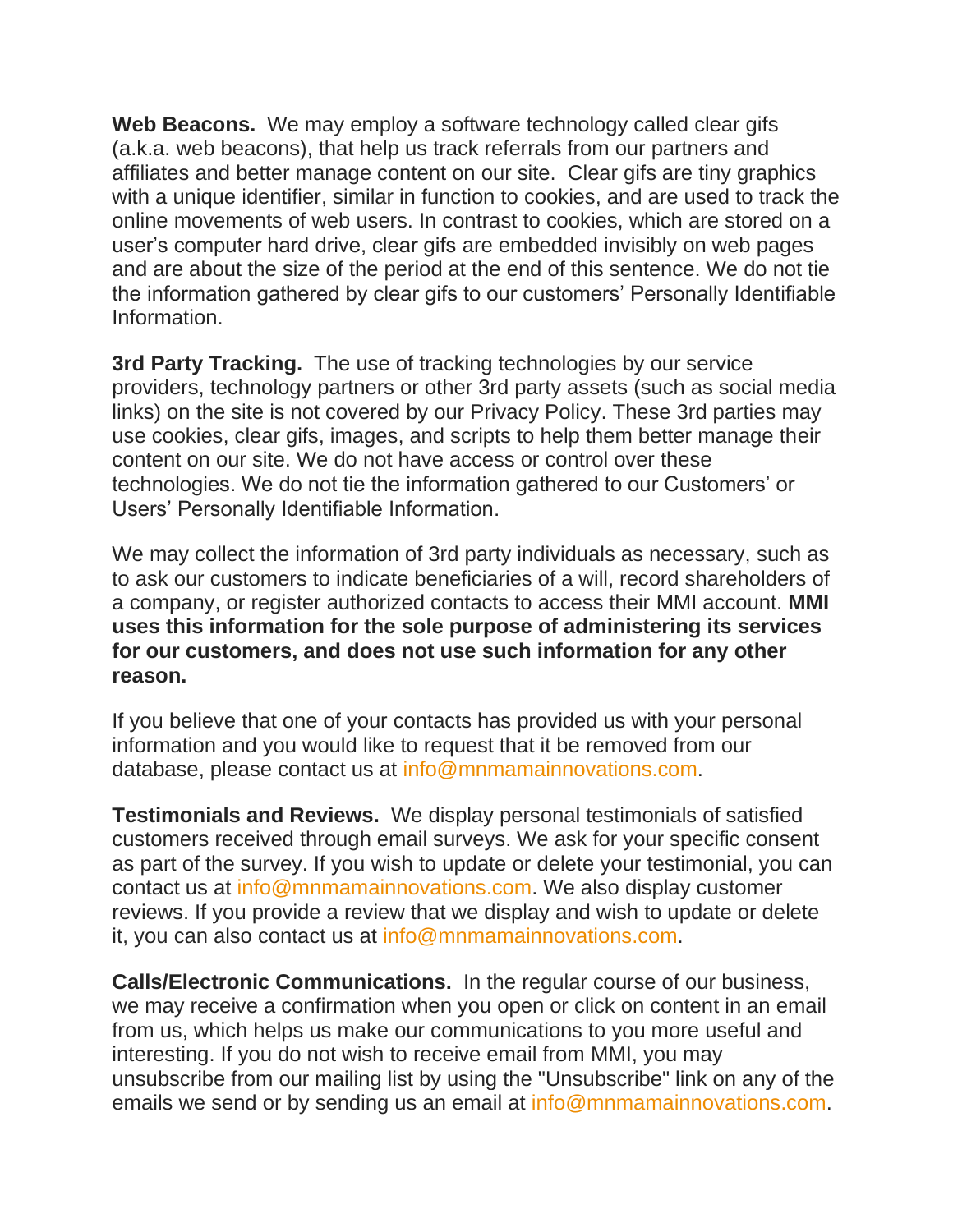**Web Beacons.** We may employ a software technology called clear gifs (a.k.a. web beacons), that help us track referrals from our partners and affiliates and better manage content on our site. Clear gifs are tiny graphics with a unique identifier, similar in function to cookies, and are used to track the online movements of web users. In contrast to cookies, which are stored on a user's computer hard drive, clear gifs are embedded invisibly on web pages and are about the size of the period at the end of this sentence. We do not tie the information gathered by clear gifs to our customers' Personally Identifiable Information.

**3rd Party Tracking.** The use of tracking technologies by our service providers, technology partners or other 3rd party assets (such as social media links) on the site is not covered by our Privacy Policy. These 3rd parties may use cookies, clear gifs, images, and scripts to help them better manage their content on our site. We do not have access or control over these technologies. We do not tie the information gathered to our Customers' or Users' Personally Identifiable Information.

We may collect the information of 3rd party individuals as necessary, such as to ask our customers to indicate beneficiaries of a will, record shareholders of a company, or register authorized contacts to access their MMI account. **MMI uses this information for the sole purpose of administering its services for our customers, and does not use such information for any other reason.**

If you believe that one of your contacts has provided us with your personal information and you would like to request that it be removed from our database, please contact us at info@mnmamainnovations.com.

**Testimonials and Reviews.** We display personal testimonials of satisfied customers received through email surveys. We ask for your specific consent as part of the survey. If you wish to update or delete your testimonial, you can contact us at info@mnmamainnovations.com. We also display customer reviews. If you provide a review that we display and wish to update or delete it, you can also contact us at info@mnmamainnovations.com.

**Calls/Electronic Communications.** In the regular course of our business, we may receive a confirmation when you open or click on content in an email from us, which helps us make our communications to you more useful and interesting. If you do not wish to receive email from MMI, you may unsubscribe from our mailing list by using the "Unsubscribe" link on any of the emails we send or by sending us an email at info@mnmamainnovations.com.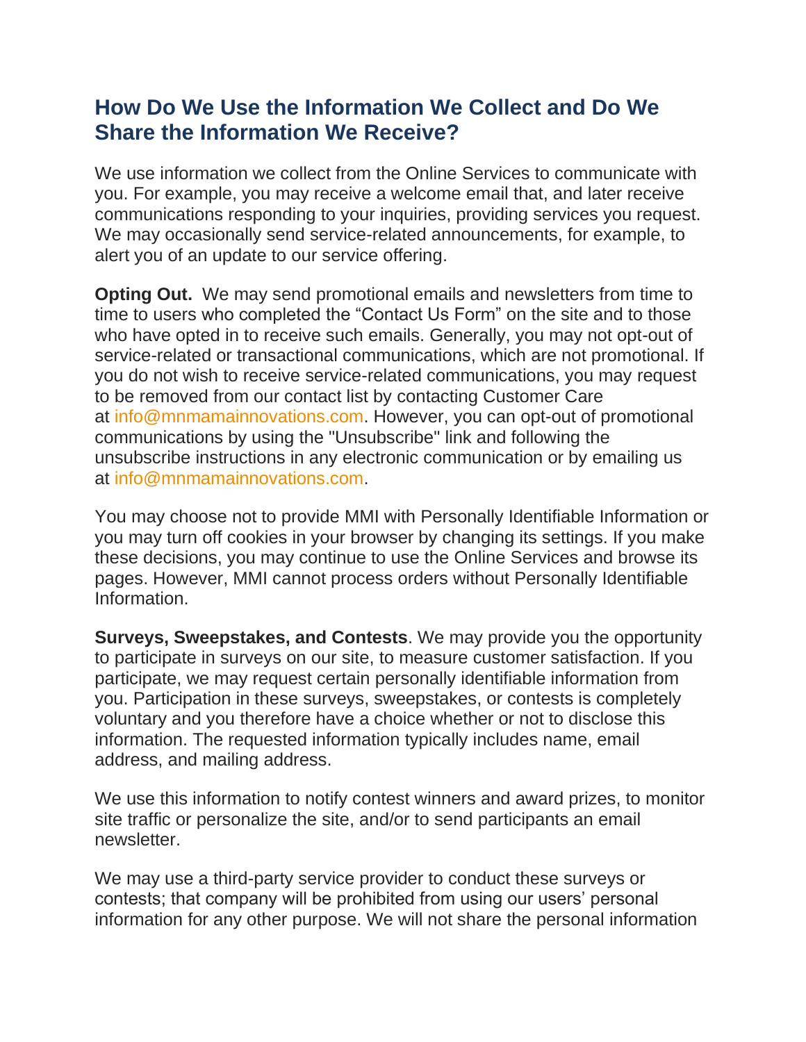## How Do We Use the Information We Collect and Do We Share the Information We Receive?

We use information we collect from the Online Services to communicate with you. For example, you may receive a welcome email that, and later receive communications responding to your inquiries, providing services you request. We may occasionally send service-related announcements, for example, to alert you of an update to our service offering.

**Opting Out.** We may send promotional emails and newsletters from time to time to users who completed the "Contact Us Form" on the site and to those who have opted in to receive such emails. Generally, you may not opt-out of service-related or transactional communications, which are not promotional. If you do not wish to receive service-related communications, you may request to be removed from our contact list by contacting Customer Care at info@mnmamainnovations.com. However, you can opt-out of promotional communications by using the "Unsubscribe" link and following the unsubscribe instructions in any electronic communication or by emailing us at info@mnmamainnovations.com.

You may choose not to provide MMI with Personally Identifiable Information or you may turn off cookies in your browser by changing its settings. If you make these decisions, you may continue to use the Online Services and browse its pages. However, MMI cannot process orders without Personally Identifiable Information.

**Surveys, Sweepstakes, and Contests**. We may provide you the opportunity to participate in surveys on our site, to measure customer satisfaction. If you participate, we may request certain personally identifiable information from you. Participation in these surveys, sweepstakes, or contests is completely voluntary and you therefore have a choice whether or not to disclose this information. The requested information typically includes name, email address, and mailing address.

We use this information to notify contest winners and award prizes, to monitor site traffic or personalize the site, and/or to send participants an email newsletter.

We may use a third-party service provider to conduct these surveys or contests; that company will be prohibited from using our users' personal information for any other purpose. We will not share the personal information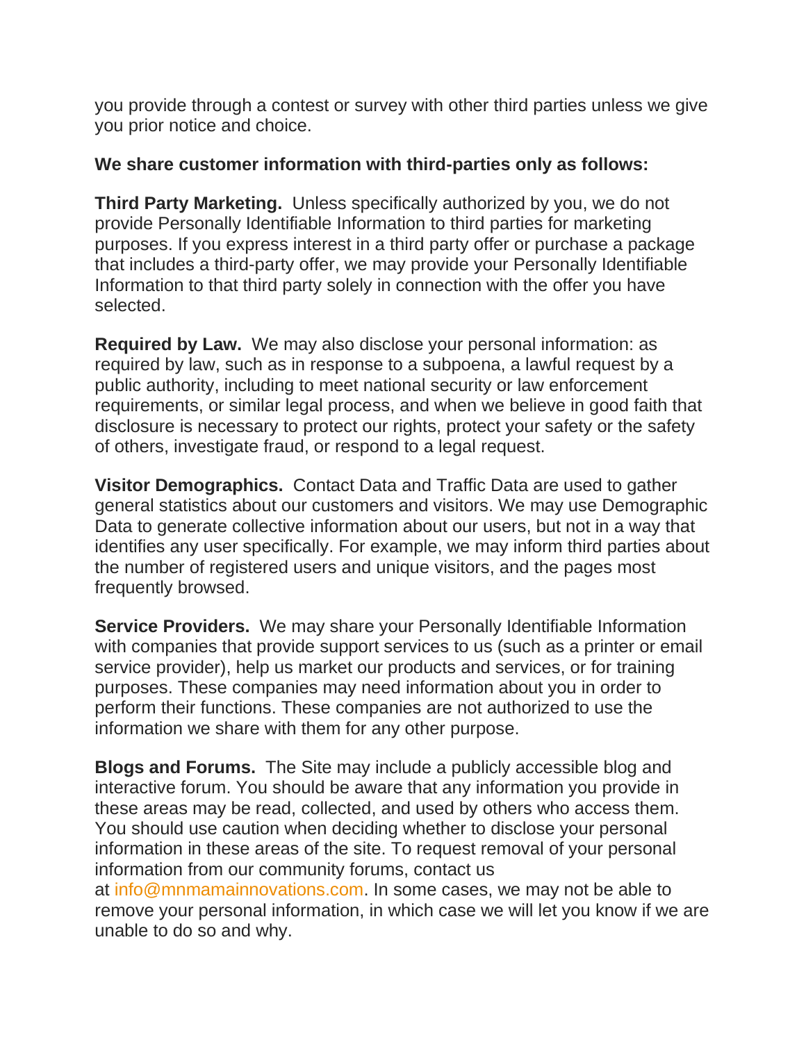you provide through a contest or survey with other third parties unless we give you prior notice and choice.

**We share customer information with third-parties only as follows:**

**Third Party Marketing.** Unless specifically authorized by you, we do not provide Personally Identifiable Information to third parties for marketing purposes. If you express interest in a third party offer or purchase a package that includes a third-party offer, we may provide your Personally Identifiable Information to that third party solely in connection with the offer you have selected.

**Required by Law.** We may also disclose your personal information: as required by law, such as in response to a subpoena, a lawful request by a public authority, including to meet national security or law enforcement requirements, or similar legal process, and when we believe in good faith that disclosure is necessary to protect our rights, protect your safety or the safety of others, investigate fraud, or respond to a legal request.

**Visitor Demographics.** Contact Data and Traffic Data are used to gather general statistics about our customers and visitors. We may use Demographic Data to generate collective information about our users, but not in a way that identifies any user specifically. For example, we may inform third parties about the number of registered users and unique visitors, and the pages most frequently browsed.

**Service Providers.** We may share your Personally Identifiable Information with companies that provide support services to us (such as a printer or email service provider), help us market our products and services, or for training purposes. These companies may need information about you in order to perform their functions. These companies are not authorized to use the information we share with them for any other purpose.

**Blogs and Forums.** The Site may include a publicly accessible blog and interactive forum. You should be aware that any information you provide in these areas may be read, collected, and used by others who access them. You should use caution when deciding whether to disclose your personal information in these areas of the site. To request removal of your personal information from our community forums, contact us at info@mnmamainnovations.com. In some cases, we may not be able to remove your personal information, in which case we will let you know if we are unable to do so and why.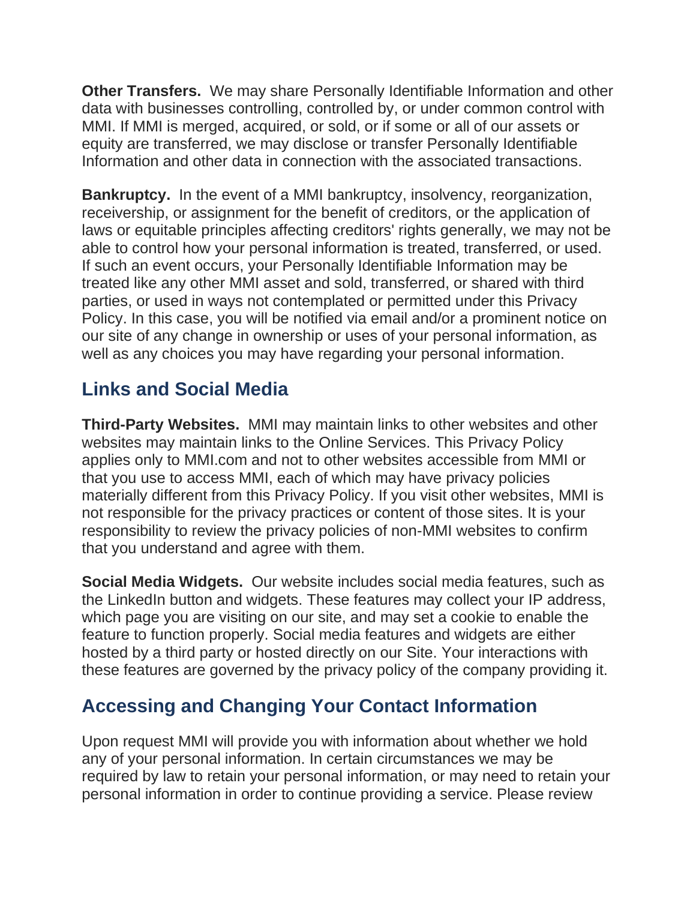**Other Transfers.** We may share Personally Identifiable Information and other data with businesses controlling, controlled by, or under common control with MMI. If MMI is merged, acquired, or sold, or if some or all of our assets or equity are transferred, we may disclose or transfer Personally Identifiable Information and other data in connection with the associated transactions.

**Bankruptcy.** In the event of a MMI bankruptcy, insolvency, reorganization, receivership, or assignment for the benefit of creditors, or the application of laws or equitable principles affecting creditors' rights generally, we may not be able to control how your personal information is treated, transferred, or used. If such an event occurs, your Personally Identifiable Information may be treated like any other MMI asset and sold, transferred, or shared with third parties, or used in ways not contemplated or permitted under this Privacy Policy. In this case, you will be notified via email and/or a prominent notice on our site of any change in ownership or uses of your personal information, as well as any choices you may have regarding your personal information.

## Links and Social Media

**Third-Party Websites.** MMI may maintain links to other websites and other websites may maintain links to the Online Services. This Privacy Policy applies only to MMI.com and not to other websites accessible from MMI or that you use to access MMI, each of which may have privacy policies materially different from this Privacy Policy. If you visit other websites, MMI is not responsible for the privacy practices or content of those sites. It is your responsibility to review the privacy policies of non-MMI websites to confirm that you understand and agree with them.

**Social Media Widgets.** Our website includes social media features, such as the LinkedIn button and widgets. These features may collect your IP address, which page you are visiting on our site, and may set a cookie to enable the feature to function properly. Social media features and widgets are either hosted by a third party or hosted directly on our Site. Your interactions with these features are governed by the privacy policy of the company providing it.

## Accessing and Changing Your Contact Information

Upon request MMI will provide you with information about whether we hold any of your personal information. In certain circumstances we may be required by law to retain your personal information, or may need to retain your personal information in order to continue providing a service. Please review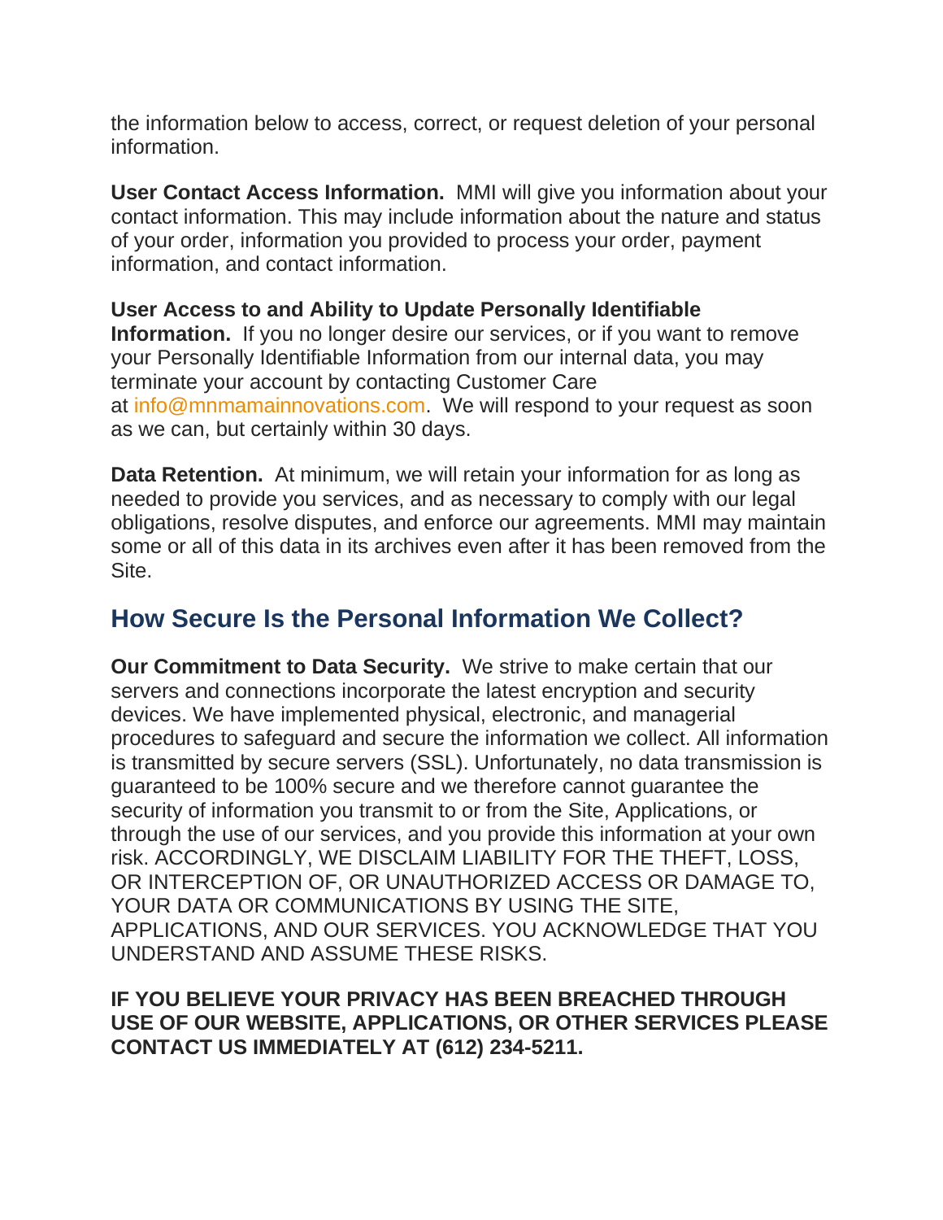the information below to access, correct, or request deletion of your personal information.

**User Contact Access Information.** MMI will give you information about your contact information. This may include information about the nature and status of your order, information you provided to process your order, payment information, and contact information.

**User Access to and Ability to Update Personally Identifiable Information.** If you no longer desire our services, or if you want to remove your Personally Identifiable Information from our internal data, you may terminate your account by contacting Customer Care at info@mnmamainnovations.com. We will respond to your request as soon as we can, but certainly within 30 days.

**Data Retention.** At minimum, we will retain your information for as long as needed to provide you services, and as necessary to comply with our legal obligations, resolve disputes, and enforce our agreements. MMI may maintain some or all of this data in its archives even after it has been removed from the Site.

## How Secure Is the Personal Information We Collect?

**Our Commitment to Data Security.** We strive to make certain that our servers and connections incorporate the latest encryption and security devices. We have implemented physical, electronic, and managerial procedures to safeguard and secure the information we collect. All information is transmitted by secure servers (SSL). Unfortunately, no data transmission is guaranteed to be 100% secure and we therefore cannot guarantee the security of information you transmit to or from the Site, Applications, or through the use of our services, and you provide this information at your own risk. ACCORDINGLY, WE DISCLAIM LIABILITY FOR THE THEFT, LOSS, OR INTERCEPTION OF, OR UNAUTHORIZED ACCESS OR DAMAGE TO, YOUR DATA OR COMMUNICATIONS BY USING THE SITE, APPLICATIONS, AND OUR SERVICES. YOU ACKNOWLEDGE THAT YOU UNDERSTAND AND ASSUME THESE RISKS.

**IF YOU BELIEVE YOUR PRIVACY HAS BEEN BREACHED THROUGH USE OF OUR WEBSITE, APPLICATIONS, OR OTHER SERVICES PLEASE CONTACT US IMMEDIATELY AT (612) 234-5211.**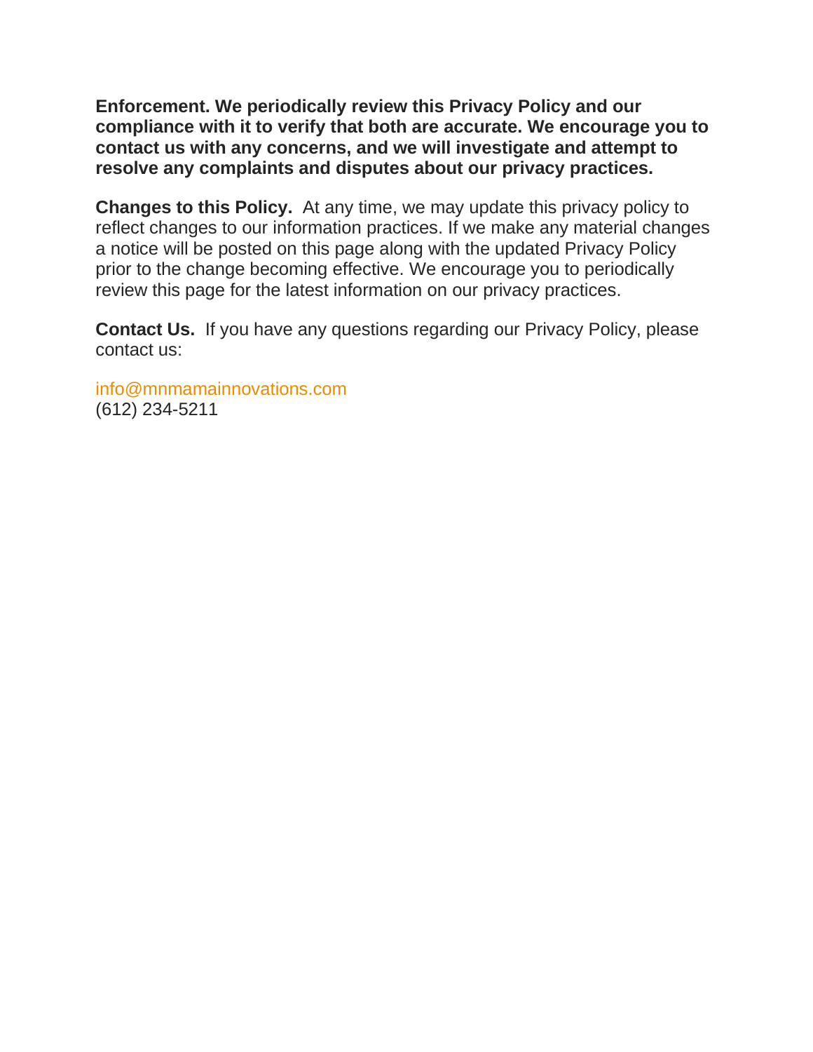**Enforcement. We periodically review this Privacy Policy and our compliance with it to verify that both are accurate. We encourage you to contact us with any concerns, and we will investigate and attempt to resolve any complaints and disputes about our privacy practices.**

**Changes to this Policy.** At any time, we may update this privacy policy to reflect changes to our information practices. If we make any material changes a notice will be posted on this page along with the updated Privacy Policy prior to the change becoming effective. We encourage you to periodically review this page for the latest information on our privacy practices.

**Contact Us.** If you have any questions regarding our Privacy Policy, please contact us:

info@mnmamainnovations.com
(612) 234-5211